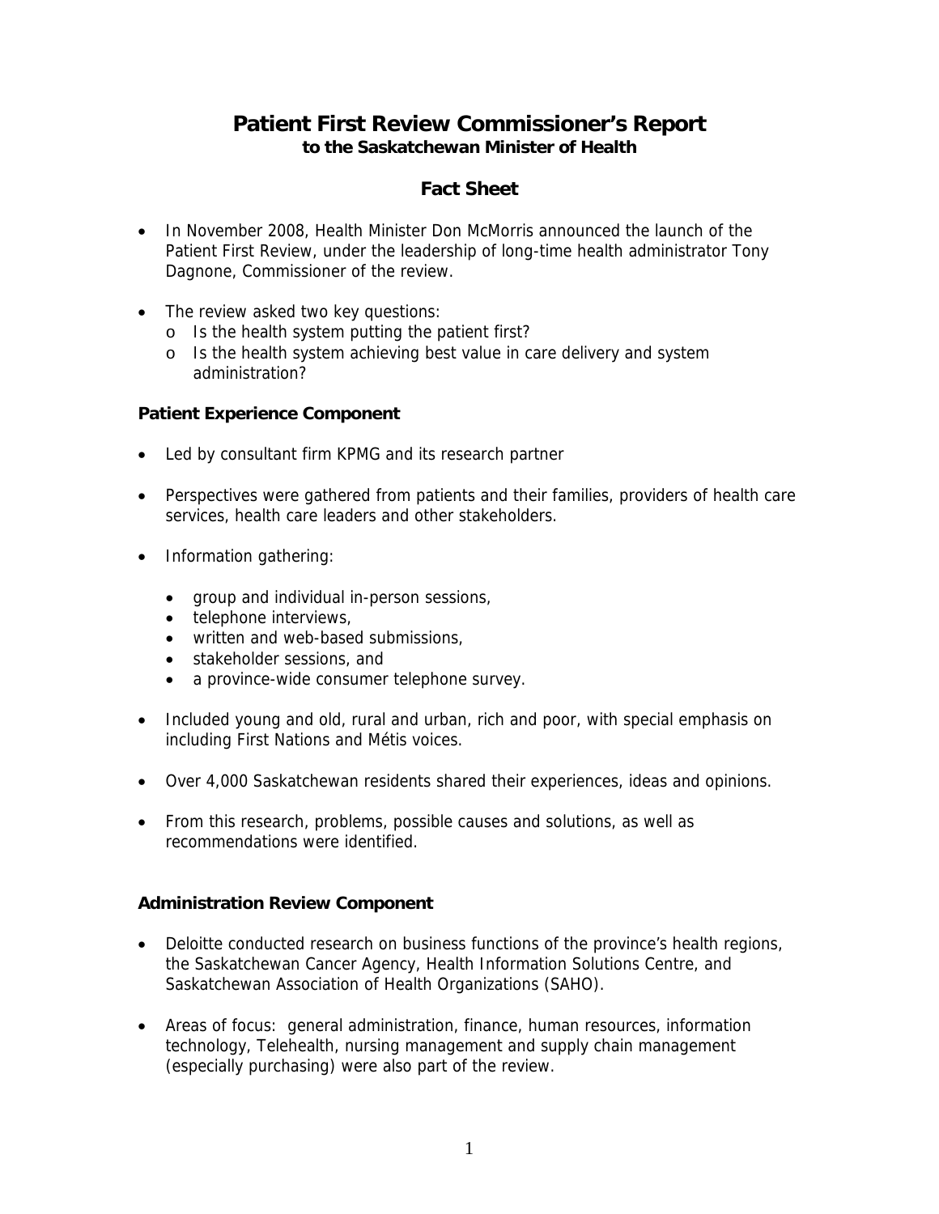# Patient First Review Commissioner's Report

**to the Saskatchewan Minister of Health**

## Fact Sheet

- In November 2008, Health Minister Don McMorris announced the launch of the Patient First Review, under the leadership of long-time health administrator Tony Dagnone, Commissioner of the review.
- The review asked two key questions:
  - Is the health system putting the patient first?
  - Is the health system achieving best value in care delivery and system administration?

### Patient Experience Component

- Led by consultant firm KPMG and its research partner
- Perspectives were gathered from patients and their families, providers of health care services, health care leaders and other stakeholders.
- Information gathering:
  - group and individual in-person sessions,
  - telephone interviews,
  - written and web-based submissions,
  - stakeholder sessions, and
  - a province-wide consumer telephone survey.
- Included young and old, rural and urban, rich and poor, with special emphasis on including First Nations and Métis voices.
- Over 4,000 Saskatchewan residents shared their experiences, ideas and opinions.
- From this research, problems, possible causes and solutions, as well as recommendations were identified.

### Administration Review Component

- Deloitte conducted research on business functions of the province's health regions, the Saskatchewan Cancer Agency, Health Information Solutions Centre, and Saskatchewan Association of Health Organizations (SAHO).
- Areas of focus: general administration, finance, human resources, information technology, Telehealth, nursing management and supply chain management (especially purchasing) were also part of the review.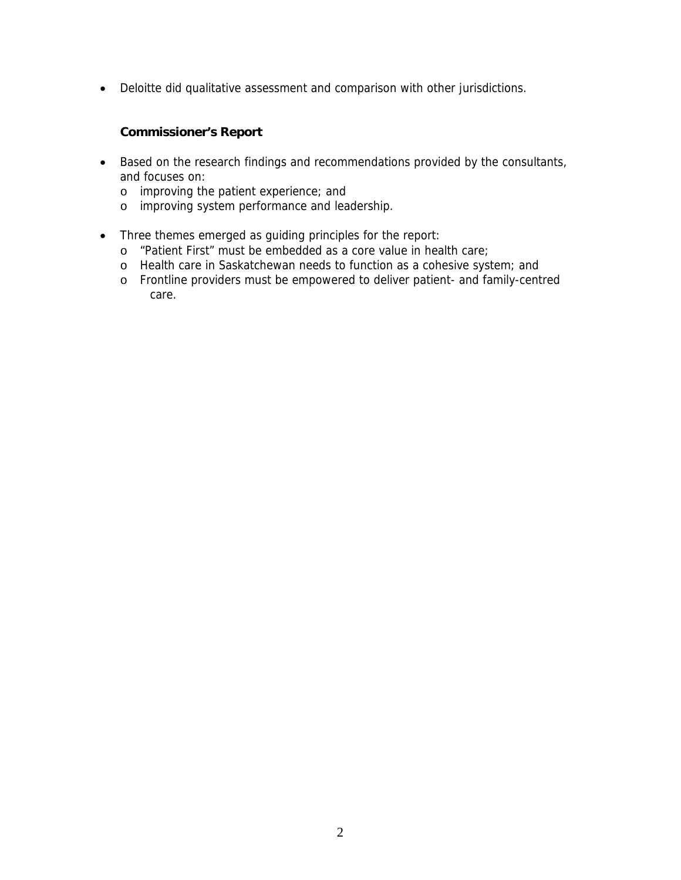- Deloitte did qualitative assessment and comparison with other jurisdictions.

**Commissioner's Report**

- Based on the research findings and recommendations provided by the consultants, and focuses on:
    - improving the patient experience; and
    - improving system performance and leadership.

- Three themes emerged as guiding principles for the report:
    - "Patient First" must be embedded as a core value in health care;
    - Health care in Saskatchewan needs to function as a cohesive system; and
    - Frontline providers must be empowered to deliver patient- and family-centred care.